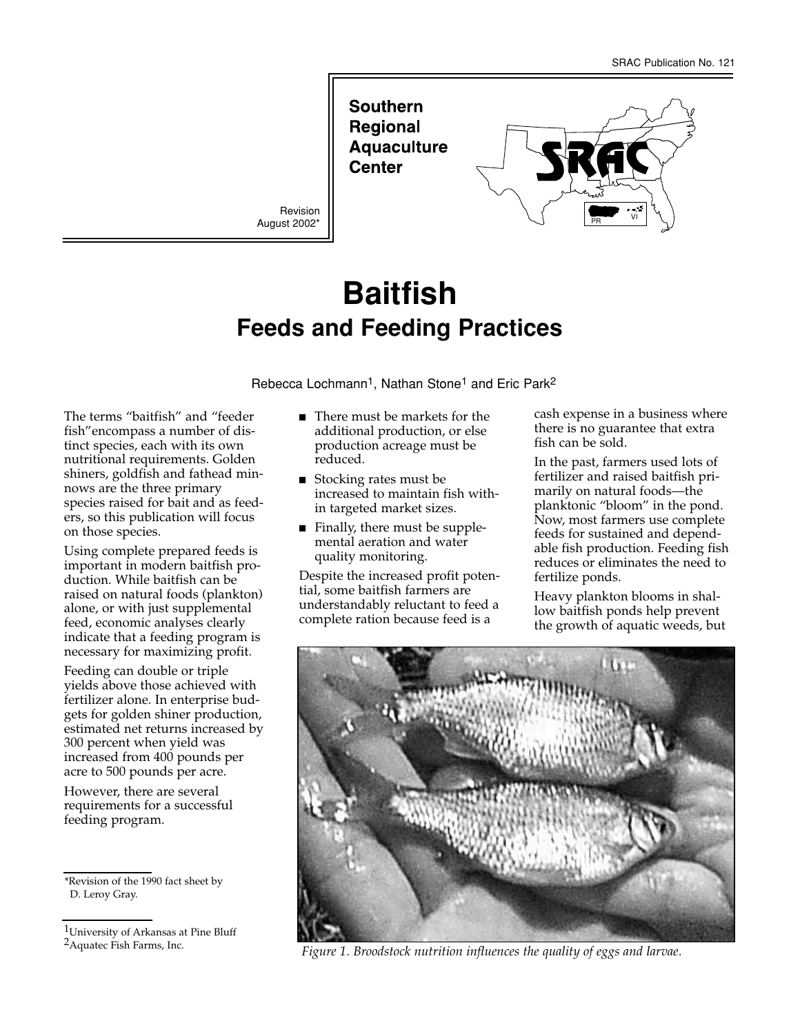SRAC Publication No. 121

Southern Regional Aquaculture Center

Revision
August 2002*

# Baitfish
## Feeds and Feeding Practices

Rebecca Lochmann[1], Nathan Stone[1] and Eric Park[2]

The terms "baitfish" and "feeder fish" encompass a number of distinct species, each with its own nutritional requirements. Golden shiners, goldfish and fathead minnows are the three primary species raised for bait and as feeders, so this publication will focus on those species.

Using complete prepared feeds is important in modern baitfish production. While baitfish can be raised on natural foods (plankton) alone, or with just supplemental feed, economic analyses clearly indicate that a feeding program is necessary for maximizing profit.

Feeding can double or triple yields above those achieved with fertilizer alone. In enterprise budgets for golden shiner production, estimated net returns increased by 300 percent when yield was increased from 400 pounds per acre to 500 pounds per acre.

However, there are several requirements for a successful feeding program.

- There must be markets for the additional production, or else production acreage must be reduced.
- Stocking rates must be increased to maintain fish within targeted market sizes.
- Finally, there must be supplemental aeration and water quality monitoring.

Despite the increased profit potential, some baitfish farmers are understandably reluctant to feed a complete ration because feed is a cash expense in a business where there is no guarantee that extra fish can be sold.

In the past, farmers used lots of fertilizer and raised baitfish primarily on natural foods—the planktonic "bloom" in the pond. Now, most farmers use complete feeds for sustained and dependable fish production. Feeding fish reduces or eliminates the need to fertilize ponds.

Heavy plankton blooms in shallow baitfish ponds help prevent the growth of aquatic weeds, but

*Figure 1. Broodstock nutrition influences the quality of eggs and larvae.*

*Revision of the 1990 fact sheet by D. Leroy Gray.

[1]University of Arkansas at Pine Bluff
[2]Aquatec Fish Farms, Inc.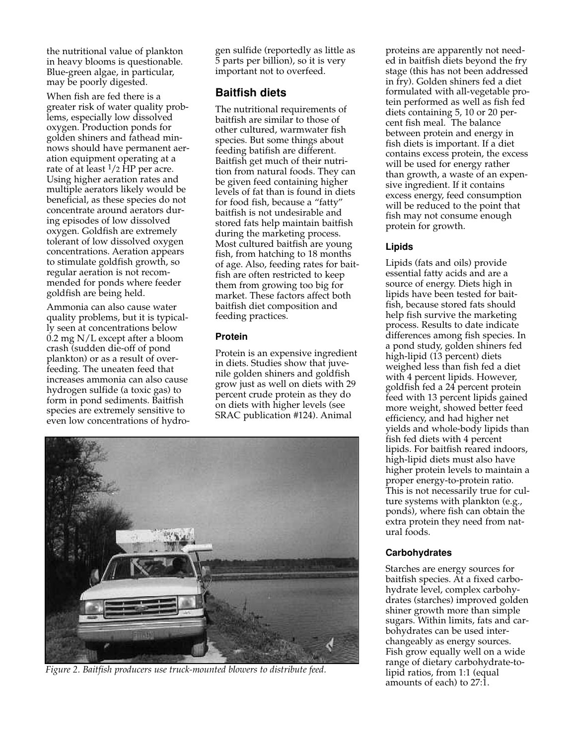the nutritional value of plankton in heavy blooms is questionable. Blue-green algae, in particular, may be poorly digested.

When fish are fed there is a greater risk of water quality problems, especially low dissolved oxygen. Production ponds for golden shiners and fathead minnows should have permanent aeration equipment operating at a rate of at least 1/2 HP per acre. Using higher aeration rates and multiple aerators likely would be beneficial, as these species do not concentrate around aerators during episodes of low dissolved oxygen. Goldfish are extremely tolerant of low dissolved oxygen concentrations. Aeration appears to stimulate goldfish growth, so regular aeration is not recommended for ponds where feeder goldfish are being held.

Ammonia can also cause water quality problems, but it is typically seen at concentrations below 0.2 mg N/L except after a bloom crash (sudden die-off of pond plankton) or as a result of overfeeding. The uneaten feed that increases ammonia can also cause hydrogen sulfide (a toxic gas) to form in pond sediments. Baitfish species are extremely sensitive to even low concentrations of hydrogen sulfide (reportedly as little as 5 parts per billion), so it is very important not to overfeed.

## Baitfish diets

The nutritional requirements of baitfish are similar to those of other cultured, warmwater fish species. But some things about feeding batifish are different. Baitfish get much of their nutrition from natural foods. They can be given feed containing higher levels of fat than is found in diets for food fish, because a "fatty" baitfish is not undesirable and stored fats help maintain baitfish during the marketing process. Most cultured baitfish are young fish, from hatching to 18 months of age. Also, feeding rates for baitfish are often restricted to keep them from growing too big for market. These factors affect both baitfish diet composition and feeding practices.

### Protein

Protein is an expensive ingredient in diets. Studies show that juvenile golden shiners and goldfish grow just as well on diets with 29 percent crude protein as they do on diets with higher levels (see SRAC publication #124). Animal proteins are apparently not needed in baitfish diets beyond the fry stage (this has not been addressed in fry). Golden shiners fed a diet formulated with all-vegetable protein performed as well as fish fed diets containing 5, 10 or 20 percent fish meal. The balance between protein and energy in fish diets is important. If a diet contains excess protein, the excess will be used for energy rather than growth, a waste of an expensive ingredient. If it contains excess energy, feed consumption will be reduced to the point that fish may not consume enough protein for growth.

*Figure 2. Baitfish producers use truck-mounted blowers to distribute feed.*

### Lipids

Lipids (fats and oils) provide essential fatty acids and are a source of energy. Diets high in lipids have been tested for baitfish, because stored fats should help fish survive the marketing process. Results to date indicate differences among fish species. In a pond study, golden shiners fed high-lipid (13 percent) diets weighed less than fish fed a diet with 4 percent lipids. However, goldfish fed a 24 percent protein feed with 13 percent lipids gained more weight, showed better feed efficiency, and had higher net yields and whole-body lipids than fish fed diets with 4 percent lipids. For baitfish reared indoors, high-lipid diets must also have higher protein levels to maintain a proper energy-to-protein ratio. This is not necessarily true for culture systems with plankton (e.g., ponds), where fish can obtain the extra protein they need from natural foods.

### Carbohydrates

Starches are energy sources for baitfish species. At a fixed carbohydrate level, complex carbohydrates (starches) improved golden shiner growth more than simple sugars. Within limits, fats and carbohydrates can be used interchangeably as energy sources. Fish grow equally well on a wide range of dietary carbohydrate-to-lipid ratios, from 1:1 (equal amounts of each) to 27:1.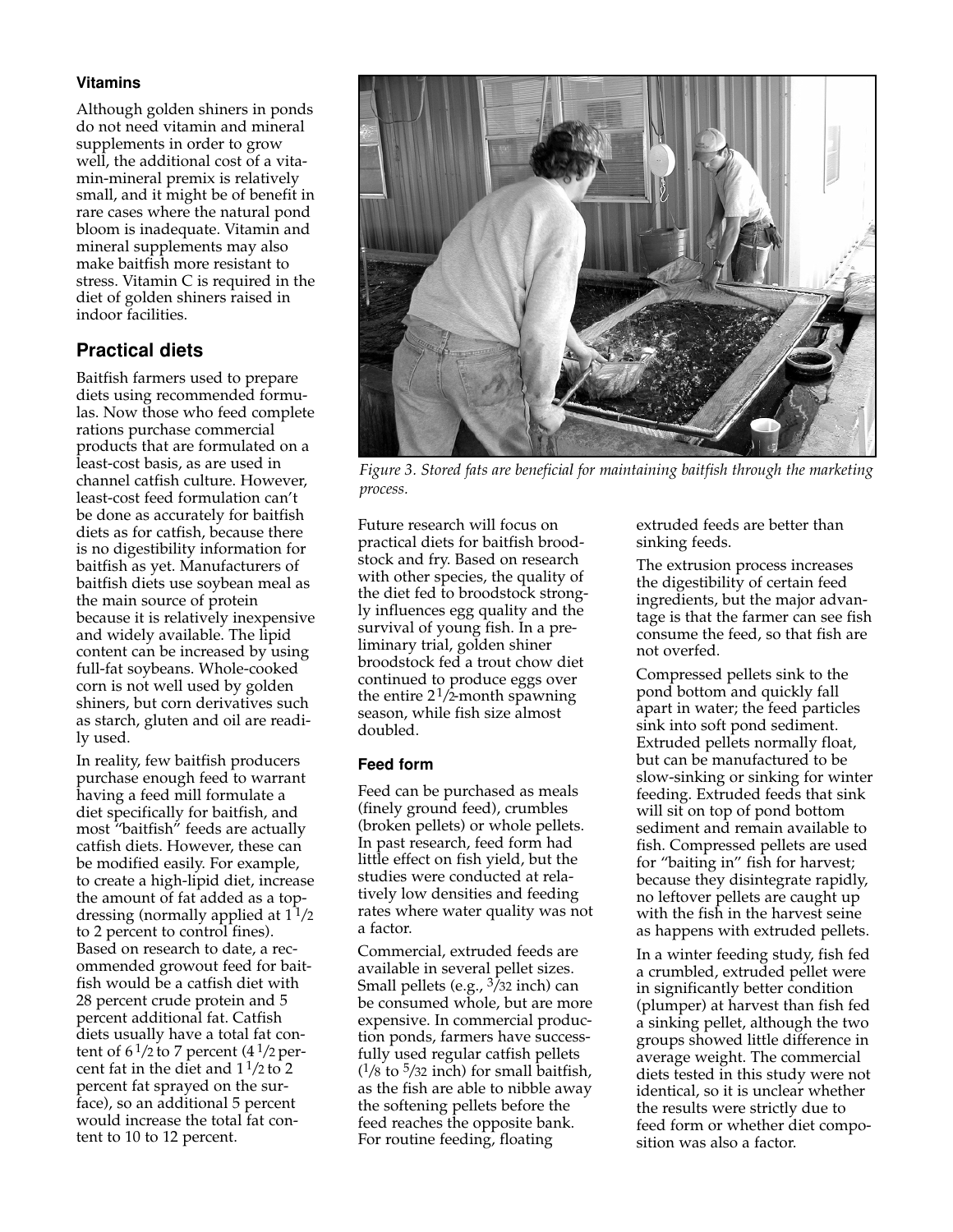### Vitamins

Although golden shiners in ponds do not need vitamin and mineral supplements in order to grow well, the additional cost of a vitamin-mineral premix is relatively small, and it might be of benefit in rare cases where the natural pond bloom is inadequate. Vitamin and mineral supplements may also make baitfish more resistant to stress. Vitamin C is required in the diet of golden shiners raised in indoor facilities.

## Practical diets

Baitfish farmers used to prepare diets using recommended formulas. Now those who feed complete rations purchase commercial products that are formulated on a least-cost basis, as are used in channel catfish culture. However, least-cost feed formulation can't be done as accurately for baitfish diets as for catfish, because there is no digestibility information for baitfish as yet. Manufacturers of baitfish diets use soybean meal as the main source of protein because it is relatively inexpensive and widely available. The lipid content can be increased by using full-fat soybeans. Whole-cooked corn is not well used by golden shiners, but corn derivatives such as starch, gluten and oil are readily used.

In reality, few baitfish producers purchase enough feed to warrant having a feed mill formulate a diet specifically for baitfish, and most "baitfish" feeds are actually catfish diets. However, these can be modified easily. For example, to create a high-lipid diet, increase the amount of fat added as a top-dressing (normally applied at 1 1/2 to 2 percent to control fines). Based on research to date, a recommended growout feed for baitfish would be a catfish diet with 28 percent crude protein and 5 percent additional fat. Catfish diets usually have a total fat content of 6 1/2 to 7 percent (4 1/2 percent fat in the diet and 1 1/2 to 2 percent fat sprayed on the surface), so an additional 5 percent would increase the total fat content to 10 to 12 percent.

*Figure 3. Stored fats are beneficial for maintaining baitfish through the marketing process.*

Future research will focus on practical diets for baitfish broodstock and fry. Based on research with other species, the quality of the diet fed to broodstock strongly influences egg quality and the survival of young fish. In a preliminary trial, golden shiner broodstock fed a trout chow diet continued to produce eggs over the entire 2 1/2-month spawning season, while fish size almost doubled.

### Feed form

Feed can be purchased as meals (finely ground feed), crumbles (broken pellets) or whole pellets. In past research, feed form had little effect on fish yield, but the studies were conducted at relatively low densities and feeding rates where water quality was not a factor.

Commercial, extruded feeds are available in several pellet sizes. Small pellets (e.g., 3/32 inch) can be consumed whole, but are more expensive. In commercial production ponds, farmers have successfully used regular catfish pellets (1/8 to 5/32 inch) for small baitfish, as the fish are able to nibble away the softening pellets before the feed reaches the opposite bank. For routine feeding, floating extruded feeds are better than sinking feeds.

The extrusion process increases the digestibility of certain feed ingredients, but the major advantage is that the farmer can see fish consume the feed, so that fish are not overfed.

Compressed pellets sink to the pond bottom and quickly fall apart in water; the feed particles sink into soft pond sediment. Extruded pellets normally float, but can be manufactured to be slow-sinking or sinking for winter feeding. Extruded feeds that sink will sit on top of pond bottom sediment and remain available to fish. Compressed pellets are used for "baiting in" fish for harvest; because they disintegrate rapidly, no leftover pellets are caught up with the fish in the harvest seine as happens with extruded pellets.

In a winter feeding study, fish fed a crumbled, extruded pellet were in significantly better condition (plumper) at harvest than fish fed a sinking pellet, although the two groups showed little difference in average weight. The commercial diets tested in this study were not identical, so it is unclear whether the results were strictly due to feed form or whether diet composition was also a factor.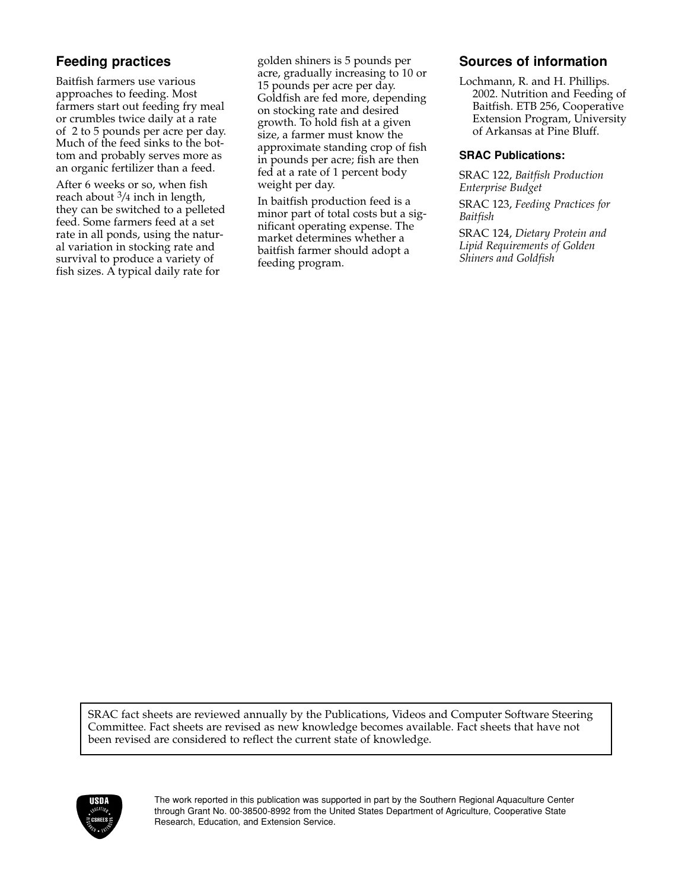## Feeding practices

Baitfish farmers use various approaches to feeding. Most farmers start out feeding fry meal or crumbles twice daily at a rate of 2 to 5 pounds per acre per day. Much of the feed sinks to the bottom and probably serves more as an organic fertilizer than a feed.

After 6 weeks or so, when fish reach about 3/4 inch in length, they can be switched to a pelleted feed. Some farmers feed at a set rate in all ponds, using the natural variation in stocking rate and survival to produce a variety of fish sizes. A typical daily rate for golden shiners is 5 pounds per acre, gradually increasing to 10 or 15 pounds per acre per day. Goldfish are fed more, depending on stocking rate and desired growth. To hold fish at a given size, a farmer must know the approximate standing crop of fish in pounds per acre; fish are then fed at a rate of 1 percent body weight per day.

In baitfish production feed is a minor part of total costs but a significant operating expense. The market determines whether a baitfish farmer should adopt a feeding program.

## Sources of information

Lochmann, R. and H. Phillips. 2002. Nutrition and Feeding of Baitfish. ETB 256, Cooperative Extension Program, University of Arkansas at Pine Bluff.

### SRAC Publications:

SRAC 122, *Baitfish Production Enterprise Budget*

SRAC 123, *Feeding Practices for Baitfish*

SRAC 124, *Dietary Protein and Lipid Requirements of Golden Shiners and Goldfish*

SRAC fact sheets are reviewed annually by the Publications, Videos and Computer Software Steering Committee. Fact sheets are revised as new knowledge becomes available. Fact sheets that have not been revised are considered to reflect the current state of knowledge.

The work reported in this publication was supported in part by the Southern Regional Aquaculture Center through Grant No. 00-38500-8992 from the United States Department of Agriculture, Cooperative State Research, Education, and Extension Service.